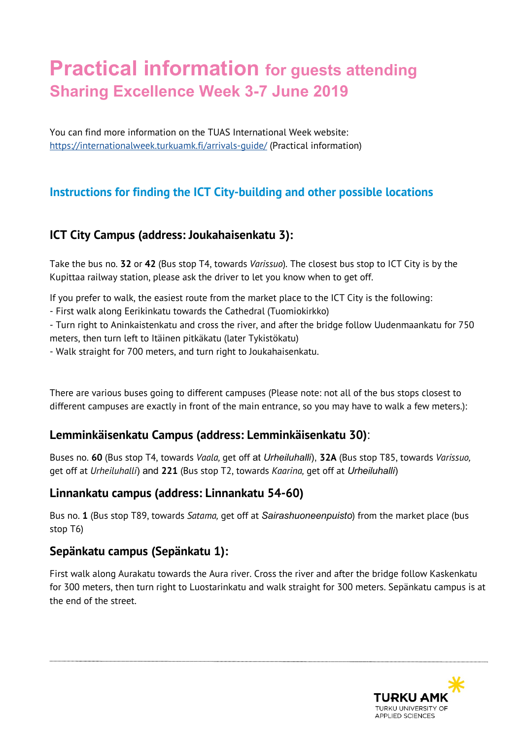# Practical information for guests attending Sharing Excellence Week 3-7 June 2019

You can find more information on the TUAS International Week website:
[https://internationalweek.turkuamk.fi/arrivals-guide/](https://internationalweek.turkuamk.fi/arrivals-guide/) (Practical information)

## Instructions for finding the ICT City-building and other possible locations

### ICT City Campus (address: Joukahaisenkatu 3):

Take the bus no. **32** or **42** (Bus stop T4, towards *Varissuo*). The closest bus stop to ICT City is by the Kupittaa railway station, please ask the driver to let you know when to get off.

If you prefer to walk, the easiest route from the market place to the ICT City is the following:
- First walk along Eerikinkatu towards the Cathedral (Tuomiokirkko)
- Turn right to Aninkaistenkatu and cross the river, and after the bridge follow Uudenmaankatu for 750 meters, then turn left to Itäinen pitkäkatu (later Tykistökatu)
- Walk straight for 700 meters, and turn right to Joukahaisenkatu.

There are various buses going to different campuses (Please note: not all of the bus stops closest to different campuses are exactly in front of the main entrance, so you may have to walk a few meters.):

### Lemminkäisenkatu Campus (address: Lemminkäisenkatu 30):

Buses no. **60** (Bus stop T4, towards *Vaala,* get off at *Urheiluhalli*), **32A** (Bus stop T85, towards *Varissuo,* get off at *Urheiluhalli*) and **221** (Bus stop T2, towards *Kaarina,* get off at *Urheiluhalli*)

### Linnankatu campus (address: Linnankatu 54-60)

Bus no. **1** (Bus stop T89, towards *Satama,* get off at *Sairashuoneenpuisto*) from the market place (bus stop T6)

### Sepänkatu campus (Sepänkatu 1):

First walk along Aurakatu towards the Aura river. Cross the river and after the bridge follow Kaskenkatu for 300 meters, then turn right to Luostarinkatu and walk straight for 300 meters. Sepänkatu campus is at the end of the street.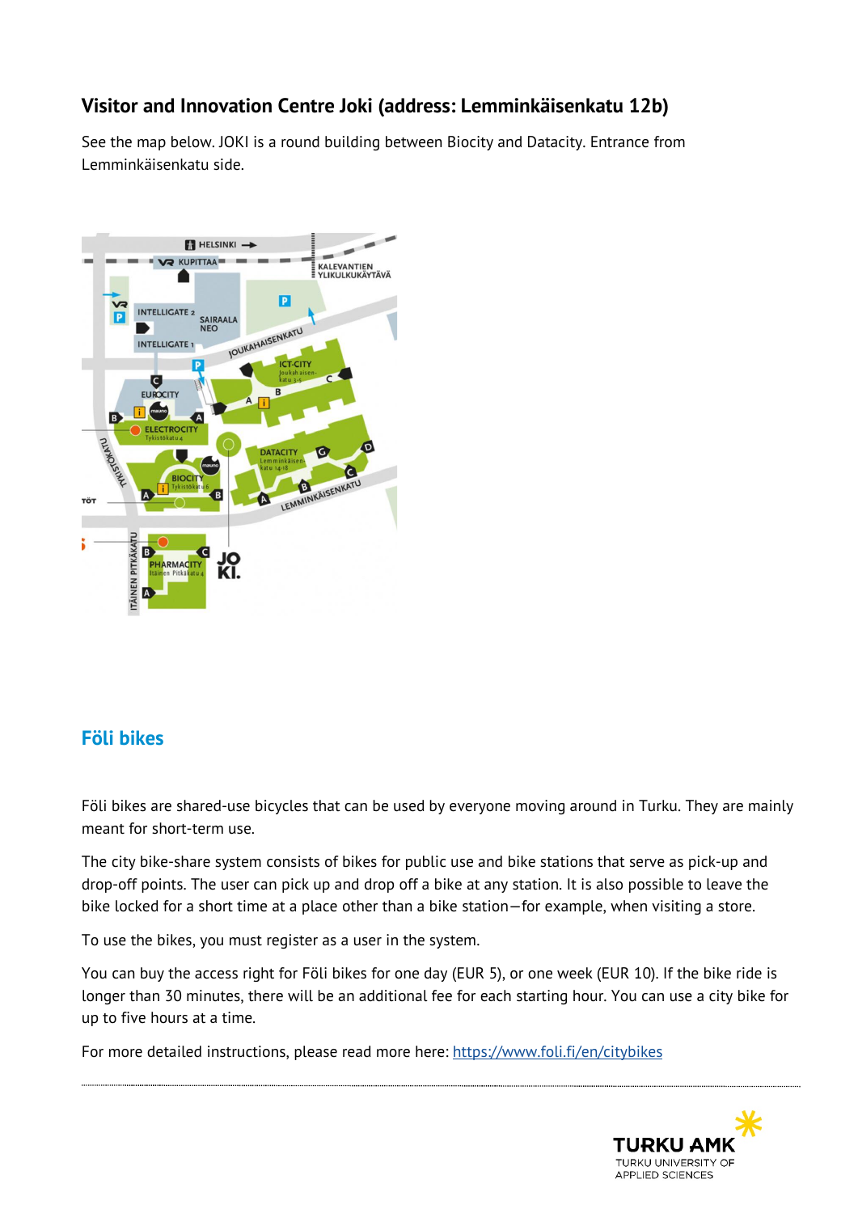## Visitor and Innovation Centre Joki (address: Lemminkäisenkatu 12b)

See the map below. JOKI is a round building between Biocity and Datacity. Entrance from Lemminkäisenkatu side.

## Föli bikes

Föli bikes are shared-use bicycles that can be used by everyone moving around in Turku. They are mainly meant for short-term use.

The city bike-share system consists of bikes for public use and bike stations that serve as pick-up and drop-off points. The user can pick up and drop off a bike at any station. It is also possible to leave the bike locked for a short time at a place other than a bike station—for example, when visiting a store.

To use the bikes, you must register as a user in the system.

You can buy the access right for Föli bikes for one day (EUR 5), or one week (EUR 10). If the bike ride is longer than 30 minutes, there will be an additional fee for each starting hour. You can use a city bike for up to five hours at a time.

For more detailed instructions, please read more here: [https://www.foli.fi/en/citybikes](https://www.foli.fi/en/citybikes)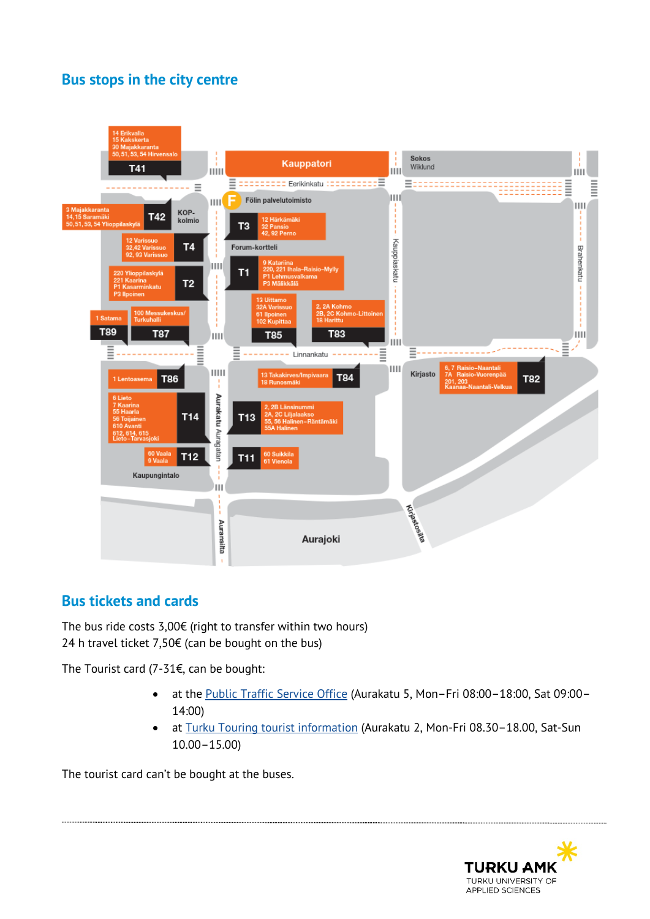## Bus stops in the city centre

- T41: 14 Erikvalla, 15 Kakskerta, 30 Majakkaranta, 50, 51, 53, 54 Hirvensalo
- T42: 3 Majakkaranta, 14, 15 Saramäki, 50, 51, 53, 54 Ylioppilaskylä
- T4: 12 Varissuo, 22, 42 Varissuo, 92, 93 Varissuo
- T2: 220 Ylioppilaskylä, 221 Kaarina, P1 Kasarminkatu, P3 Ilpoinen
- T89: 1 Satama
- T87: 100 Messukeskus/Turkuhalli
- T3: 12 Härkämäki, 32 Pansio, 42, 92 Perno
- T1: 9 Katariina, 220, 221 Ihala–Raisio–Mylly, P1 Lehmusvalkama, P3 Mälikkälä
- T85: 13 Uittamo, 32A Varissuo, 61 Ilpoinen, 102 Kupittaa
- T83: 2, 2A Kohmo, 2B, 2C Kohmo-Littoinen, 18 Harittu
- T86: 1 Lentoasema
- T14: 6 Lieto, 7 Kaarina, 55 Haarla, 56 Toijainen, 610 Avanti, 612, 614, 615 Lieto–Tarvasjoki
- T12: 60 Vaala, 9 Vaala
- T84: 13 Takakirves/Impivaara, 18 Runosmäki
- T13: 2, 2B Länsinummi, 2A, 2C Liljalaakso, 55, 56 Halinen–Räntämäki, 55A Halinen
- T11: 60 Suikkila, 61 Vienola
- T82: 6, 7 Raisio–Naantali, 7A Raisio–Vuorenpää, 201, 203 Kaanaa–Naantali–Velkua

Kauppatori · Sokos Wiklund · KOP-kolmio · Eerikinkatu · Föli palvelutoimisto · Forum-kortteli · Kauppiaskatu · Brahenkatu · Linnankatu · Kirjasto · Aurakatu Auragatan · Kaupungintalo · Auransilta · Aurajoki · Kirjastosilta

## Bus tickets and cards

The bus ride costs 3,00€ (right to transfer within two hours)
24 h travel ticket 7,50€ (can be bought on the bus)

The Tourist card (7-31€, can be bought:

- at the Public Traffic Service Office (Aurakatu 5, Mon–Fri 08:00–18:00, Sat 09:00–14:00)
- at Turku Touring tourist information (Aurakatu 2, Mon-Fri 08.30–18.00, Sat-Sun 10.00–15.00)

The tourist card can't be bought at the buses.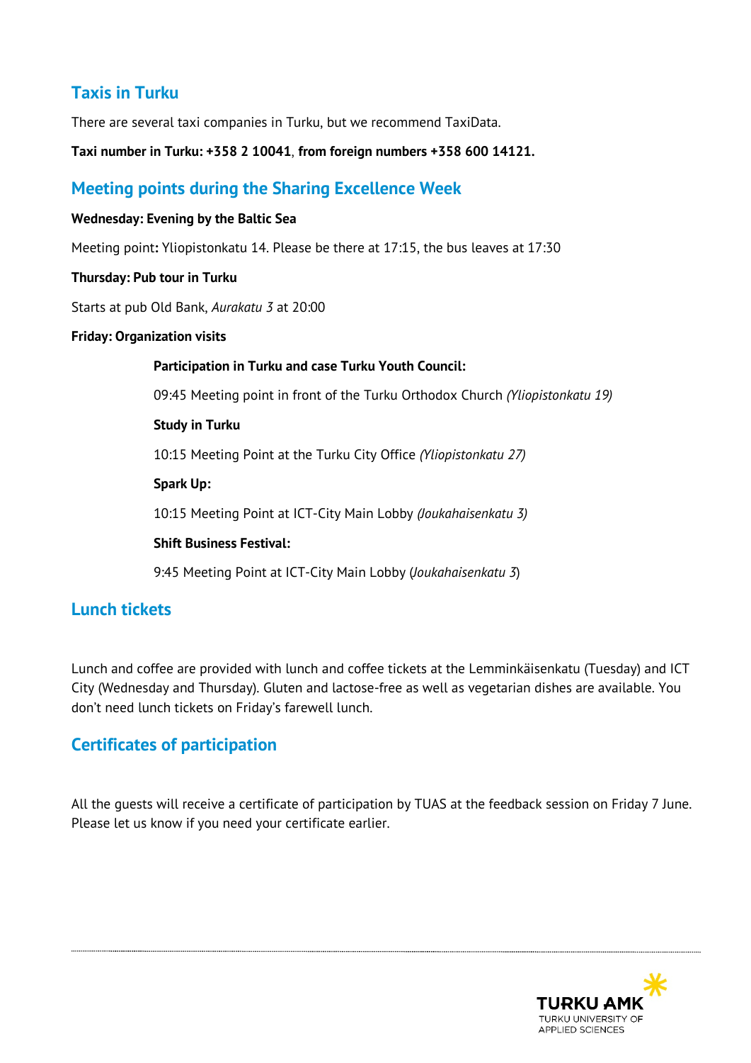## Taxis in Turku

There are several taxi companies in Turku, but we recommend TaxiData.

**Taxi number in Turku: +358 2 10041**, **from foreign numbers +358 600 14121.**

## Meeting points during the Sharing Excellence Week

**Wednesday: Evening by the Baltic Sea**

Meeting point**:** Yliopistonkatu 14. Please be there at 17:15, the bus leaves at 17:30

**Thursday: Pub tour in Turku**

Starts at pub Old Bank, *Aurakatu 3* at 20:00

**Friday: Organization visits**

**Participation in Turku and case Turku Youth Council:**

09:45 Meeting point in front of the Turku Orthodox Church *(Yliopistonkatu 19)*

**Study in Turku**

10:15 Meeting Point at the Turku City Office *(Yliopistonkatu 27)*

**Spark Up:**

10:15 Meeting Point at ICT-City Main Lobby *(Joukahaisenkatu 3)*

**Shift Business Festival:**

9:45 Meeting Point at ICT-City Main Lobby (*Joukahaisenkatu 3*)

## Lunch tickets

Lunch and coffee are provided with lunch and coffee tickets at the Lemminkäisenkatu (Tuesday) and ICT City (Wednesday and Thursday). Gluten and lactose-free as well as vegetarian dishes are available. You don't need lunch tickets on Friday's farewell lunch.

## Certificates of participation

All the guests will receive a certificate of participation by TUAS at the feedback session on Friday 7 June. Please let us know if you need your certificate earlier.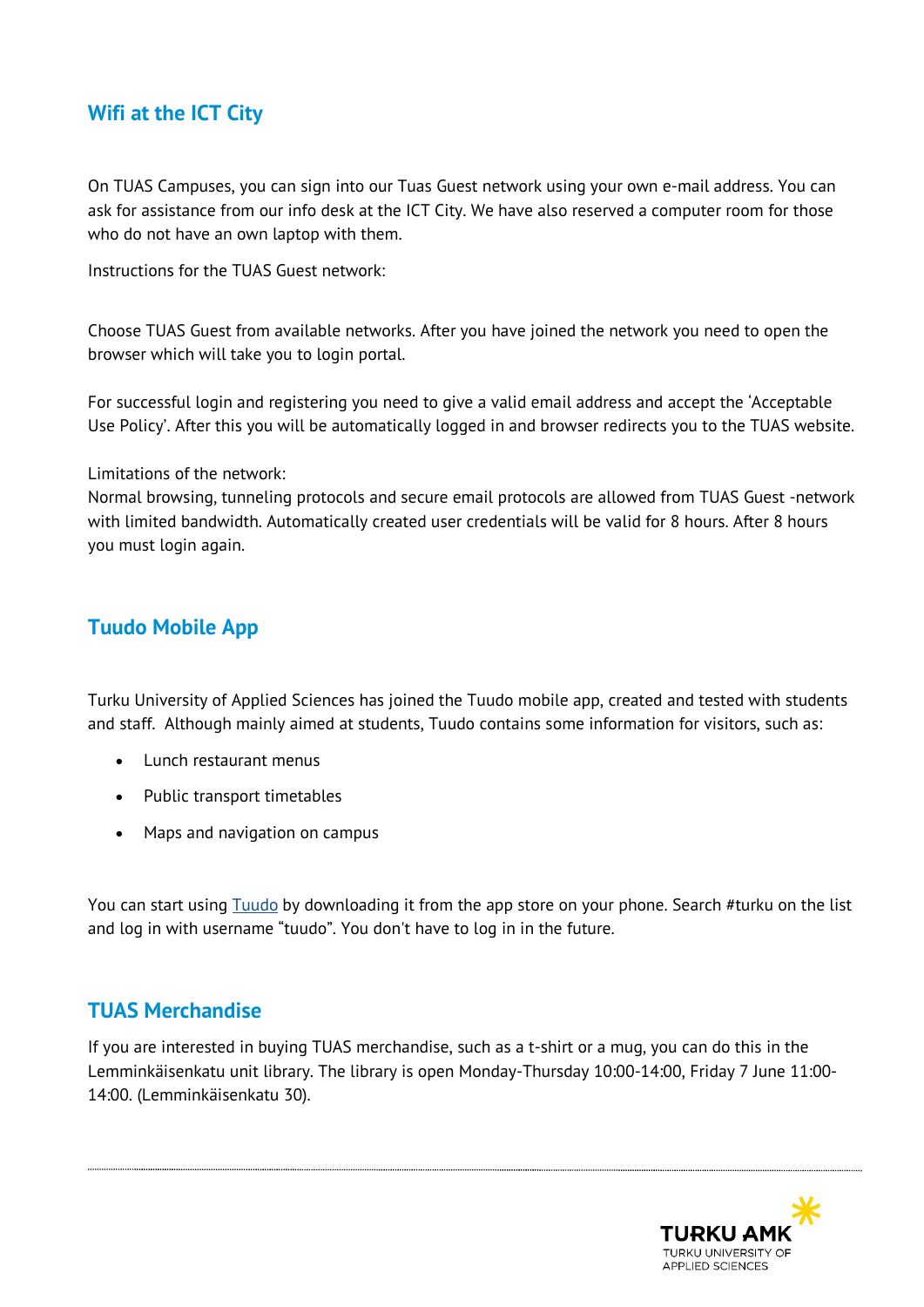## Wifi at the ICT City

On TUAS Campuses, you can sign into our Tuas Guest network using your own e-mail address. You can ask for assistance from our info desk at the ICT City. We have also reserved a computer room for those who do not have an own laptop with them.

Instructions for the TUAS Guest network:

Choose TUAS Guest from available networks. After you have joined the network you need to open the browser which will take you to login portal.

For successful login and registering you need to give a valid email address and accept the 'Acceptable Use Policy'. After this you will be automatically logged in and browser redirects you to the TUAS website.

Limitations of the network:
Normal browsing, tunneling protocols and secure email protocols are allowed from TUAS Guest -network with limited bandwidth. Automatically created user credentials will be valid for 8 hours. After 8 hours you must login again.

## Tuudo Mobile App

Turku University of Applied Sciences has joined the Tuudo mobile app, created and tested with students and staff. Although mainly aimed at students, Tuudo contains some information for visitors, such as:

- Lunch restaurant menus
- Public transport timetables
- Maps and navigation on campus

You can start using Tuudo by downloading it from the app store on your phone. Search #turku on the list and log in with username "tuudo". You don't have to log in in the future.

## TUAS Merchandise

If you are interested in buying TUAS merchandise, such as a t-shirt or a mug, you can do this in the Lemminkäisenkatu unit library. The library is open Monday-Thursday 10:00-14:00, Friday 7 June 11:00-14:00. (Lemminkäisenkatu 30).